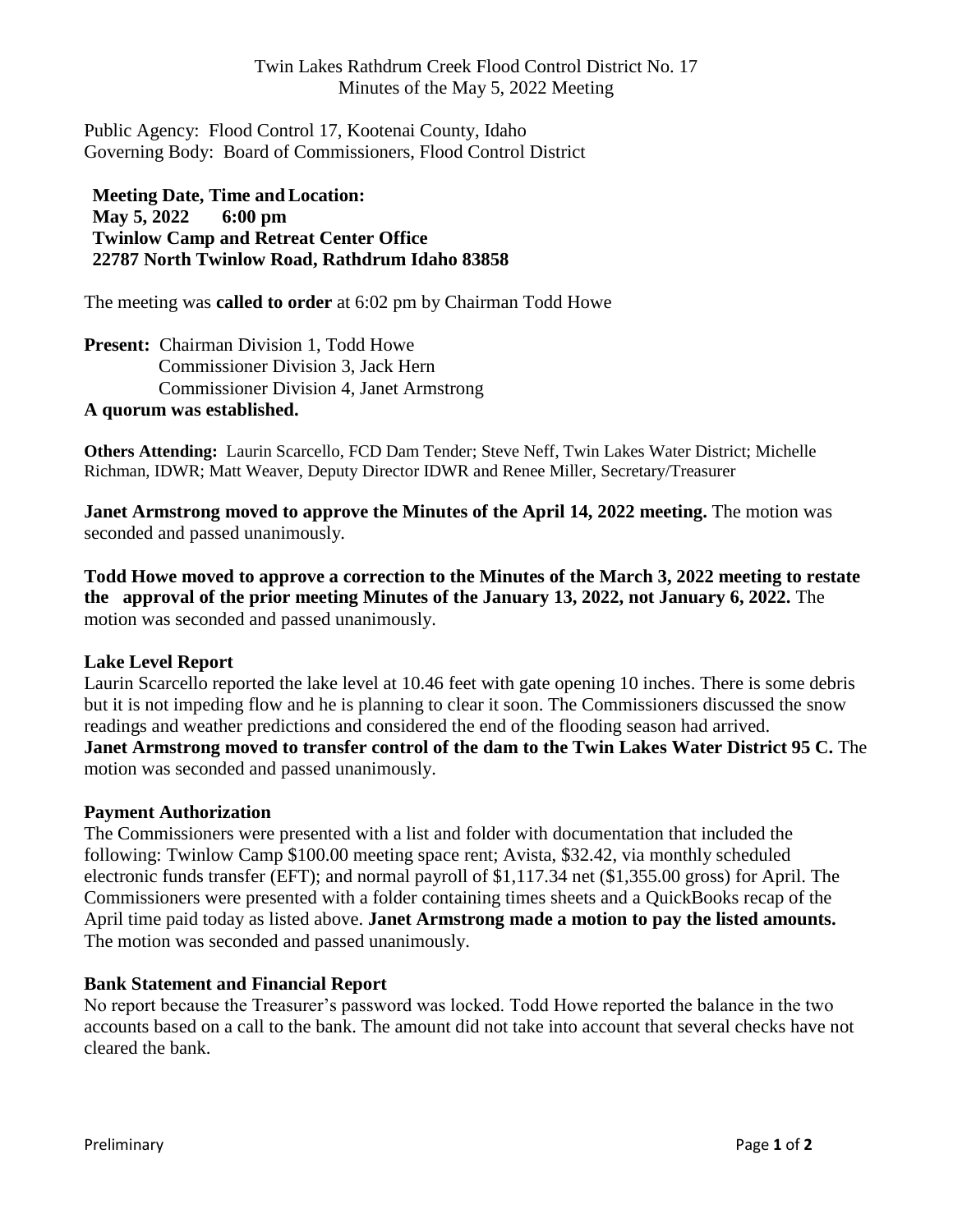Twin Lakes Rathdrum Creek Flood Control District No. 17
Minutes of the May 5, 2022 Meeting

Public Agency: Flood Control 17, Kootenai County, Idaho
Governing Body: Board of Commissioners, Flood Control District

**Meeting Date, Time and Location:**
**May 5, 2022 6:00 pm**
**Twinlow Camp and Retreat Center Office**
**22787 North Twinlow Road, Rathdrum Idaho 83858**

The meeting was **called to order** at 6:02 pm by Chairman Todd Howe

**Present:** Chairman Division 1, Todd Howe
Commissioner Division 3, Jack Hern
Commissioner Division 4, Janet Armstrong

**A quorum was established.**

**Others Attending:** Laurin Scarcello, FCD Dam Tender; Steve Neff, Twin Lakes Water District; Michelle Richman, IDWR; Matt Weaver, Deputy Director IDWR and Renee Miller, Secretary/Treasurer

**Janet Armstrong moved to approve the Minutes of the April 14, 2022 meeting.** The motion was seconded and passed unanimously.

**Todd Howe moved to approve a correction to the Minutes of the March 3, 2022 meeting to restate the approval of the prior meeting Minutes of the January 13, 2022, not January 6, 2022.** The motion was seconded and passed unanimously.

## Lake Level Report

Laurin Scarcello reported the lake level at 10.46 feet with gate opening 10 inches. There is some debris but it is not impeding flow and he is planning to clear it soon. The Commissioners discussed the snow readings and weather predictions and considered the end of the flooding season had arrived.
**Janet Armstrong moved to transfer control of the dam to the Twin Lakes Water District 95 C.** The motion was seconded and passed unanimously.

## Payment Authorization

The Commissioners were presented with a list and folder with documentation that included the following: Twinlow Camp $100.00 meeting space rent; Avista, $32.42, via monthly scheduled electronic funds transfer (EFT); and normal payroll of $1,117.34 net ($1,355.00 gross) for April. The Commissioners were presented with a folder containing times sheets and a QuickBooks recap of the April time paid today as listed above. **Janet Armstrong made a motion to pay the listed amounts.** The motion was seconded and passed unanimously.

## Bank Statement and Financial Report

No report because the Treasurer's password was locked. Todd Howe reported the balance in the two accounts based on a call to the bank. The amount did not take into account that several checks have not cleared the bank.

Preliminary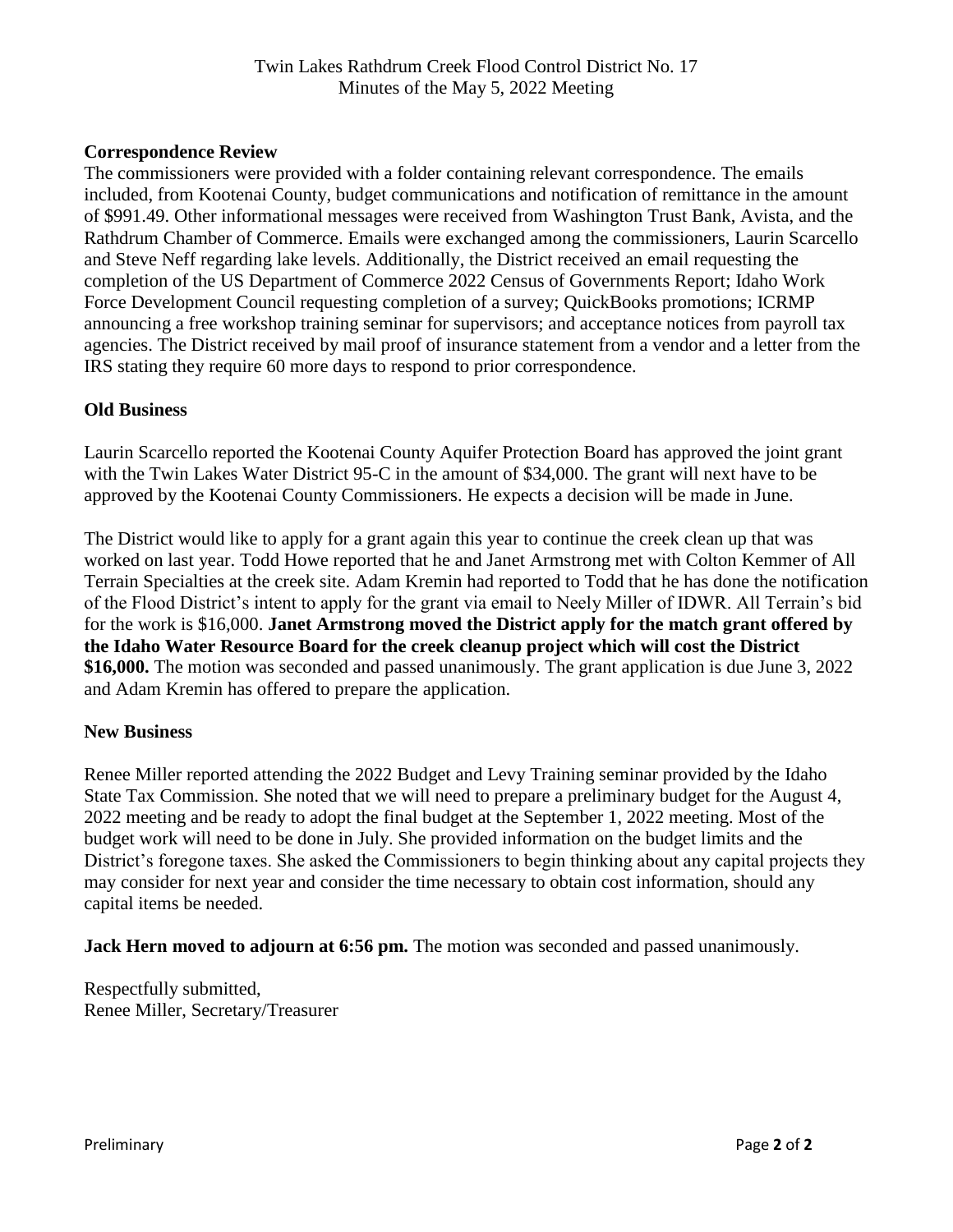Twin Lakes Rathdrum Creek Flood Control District No. 17
Minutes of the May 5, 2022 Meeting

**Correspondence Review**

The commissioners were provided with a folder containing relevant correspondence. The emails included, from Kootenai County, budget communications and notification of remittance in the amount of $991.49. Other informational messages were received from Washington Trust Bank, Avista, and the Rathdrum Chamber of Commerce. Emails were exchanged among the commissioners, Laurin Scarcello and Steve Neff regarding lake levels. Additionally, the District received an email requesting the completion of the US Department of Commerce 2022 Census of Governments Report; Idaho Work Force Development Council requesting completion of a survey; QuickBooks promotions; ICRMP announcing a free workshop training seminar for supervisors; and acceptance notices from payroll tax agencies. The District received by mail proof of insurance statement from a vendor and a letter from the IRS stating they require 60 more days to respond to prior correspondence.

**Old Business**

Laurin Scarcello reported the Kootenai County Aquifer Protection Board has approved the joint grant with the Twin Lakes Water District 95-C in the amount of $34,000. The grant will next have to be approved by the Kootenai County Commissioners. He expects a decision will be made in June.

The District would like to apply for a grant again this year to continue the creek clean up that was worked on last year. Todd Howe reported that he and Janet Armstrong met with Colton Kemmer of All Terrain Specialties at the creek site. Adam Kremin had reported to Todd that he has done the notification of the Flood District's intent to apply for the grant via email to Neely Miller of IDWR. All Terrain's bid for the work is $16,000. **Janet Armstrong moved the District apply for the match grant offered by the Idaho Water Resource Board for the creek cleanup project which will cost the District $16,000.** The motion was seconded and passed unanimously. The grant application is due June 3, 2022 and Adam Kremin has offered to prepare the application.

**New Business**

Renee Miller reported attending the 2022 Budget and Levy Training seminar provided by the Idaho State Tax Commission. She noted that we will need to prepare a preliminary budget for the August 4, 2022 meeting and be ready to adopt the final budget at the September 1, 2022 meeting. Most of the budget work will need to be done in July. She provided information on the budget limits and the District's foregone taxes. She asked the Commissioners to begin thinking about any capital projects they may consider for next year and consider the time necessary to obtain cost information, should any capital items be needed.

**Jack Hern moved to adjourn at 6:56 pm.** The motion was seconded and passed unanimously.

Respectfully submitted,
Renee Miller, Secretary/Treasurer

Preliminary